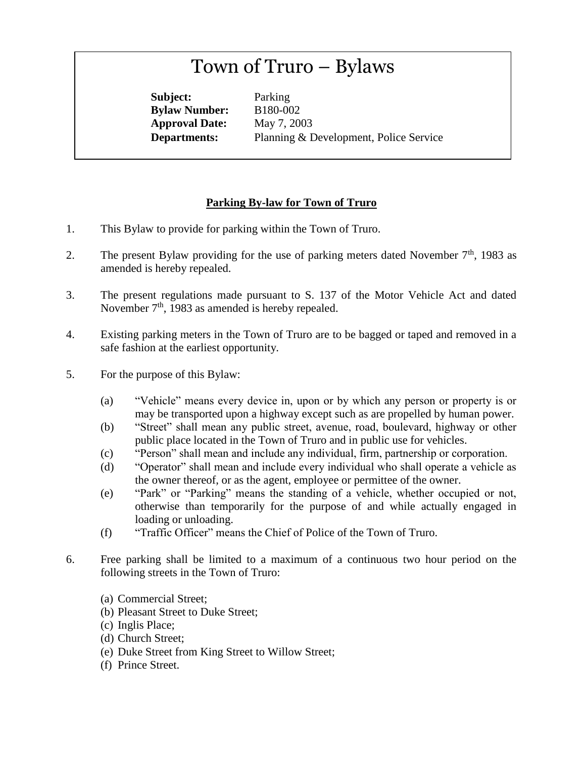# Town of Truro – Bylaws

**Subject:** Parking
**Bylaw Number:** B180-002
**Approval Date:** May 7, 2003
**Departments:** Planning & Development, Police Service

## Parking By-law for Town of Truro

1. This Bylaw to provide for parking within the Town of Truro.

2. The present Bylaw providing for the use of parking meters dated November 7th, 1983 as amended is hereby repealed.

3. The present regulations made pursuant to S. 137 of the Motor Vehicle Act and dated November 7th, 1983 as amended is hereby repealed.

4. Existing parking meters in the Town of Truro are to be bagged or taped and removed in a safe fashion at the earliest opportunity.

5. For the purpose of this Bylaw:

   (a) "Vehicle" means every device in, upon or by which any person or property is or may be transported upon a highway except such as are propelled by human power.
   (b) "Street" shall mean any public street, avenue, road, boulevard, highway or other public place located in the Town of Truro and in public use for vehicles.
   (c) "Person" shall mean and include any individual, firm, partnership or corporation.
   (d) "Operator" shall mean and include every individual who shall operate a vehicle as the owner thereof, or as the agent, employee or permittee of the owner.
   (e) "Park" or "Parking" means the standing of a vehicle, whether occupied or not, otherwise than temporarily for the purpose of and while actually engaged in loading or unloading.
   (f) "Traffic Officer" means the Chief of Police of the Town of Truro.

6. Free parking shall be limited to a maximum of a continuous two hour period on the following streets in the Town of Truro:

   (a) Commercial Street;
   (b) Pleasant Street to Duke Street;
   (c) Inglis Place;
   (d) Church Street;
   (e) Duke Street from King Street to Willow Street;
   (f) Prince Street.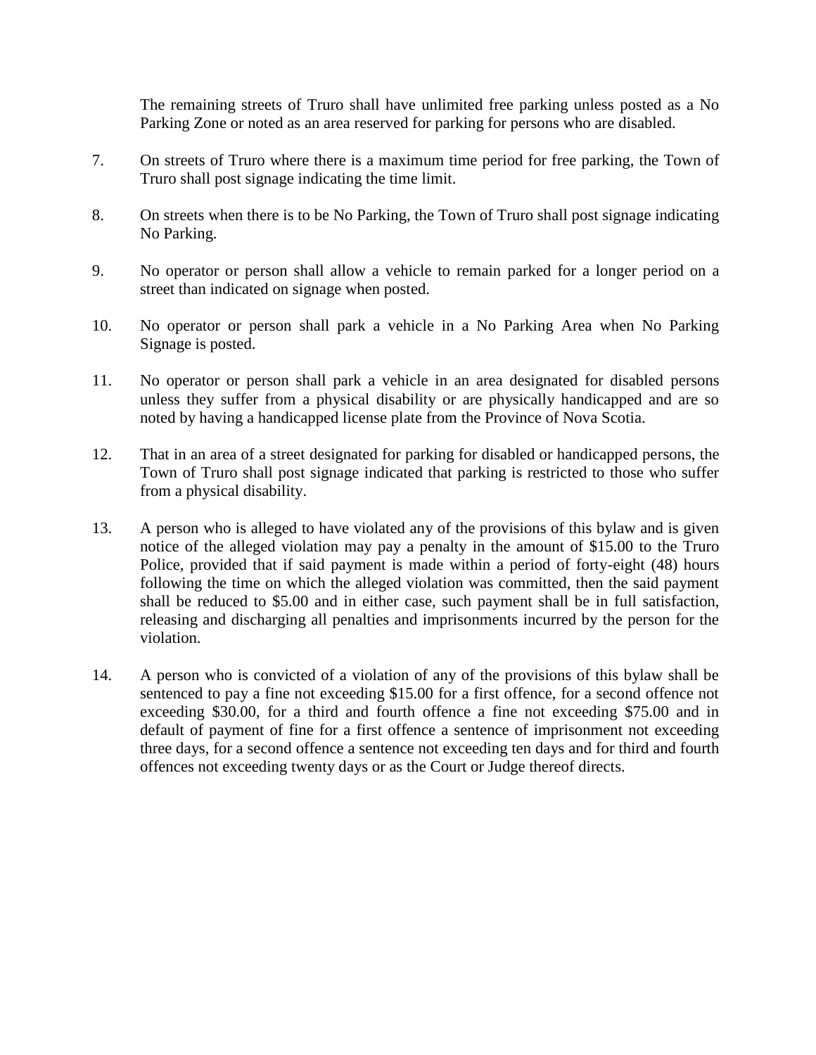The remaining streets of Truro shall have unlimited free parking unless posted as a No Parking Zone or noted as an area reserved for parking for persons who are disabled.

7. On streets of Truro where there is a maximum time period for free parking, the Town of Truro shall post signage indicating the time limit.

8. On streets when there is to be No Parking, the Town of Truro shall post signage indicating No Parking.

9. No operator or person shall allow a vehicle to remain parked for a longer period on a street than indicated on signage when posted.

10. No operator or person shall park a vehicle in a No Parking Area when No Parking Signage is posted.

11. No operator or person shall park a vehicle in an area designated for disabled persons unless they suffer from a physical disability or are physically handicapped and are so noted by having a handicapped license plate from the Province of Nova Scotia.

12. That in an area of a street designated for parking for disabled or handicapped persons, the Town of Truro shall post signage indicated that parking is restricted to those who suffer from a physical disability.

13. A person who is alleged to have violated any of the provisions of this bylaw and is given notice of the alleged violation may pay a penalty in the amount of $15.00 to the Truro Police, provided that if said payment is made within a period of forty-eight (48) hours following the time on which the alleged violation was committed, then the said payment shall be reduced to $5.00 and in either case, such payment shall be in full satisfaction, releasing and discharging all penalties and imprisonments incurred by the person for the violation.

14. A person who is convicted of a violation of any of the provisions of this bylaw shall be sentenced to pay a fine not exceeding $15.00 for a first offence, for a second offence not exceeding $30.00, for a third and fourth offence a fine not exceeding $75.00 and in default of payment of fine for a first offence a sentence of imprisonment not exceeding three days, for a second offence a sentence not exceeding ten days and for third and fourth offences not exceeding twenty days or as the Court or Judge thereof directs.